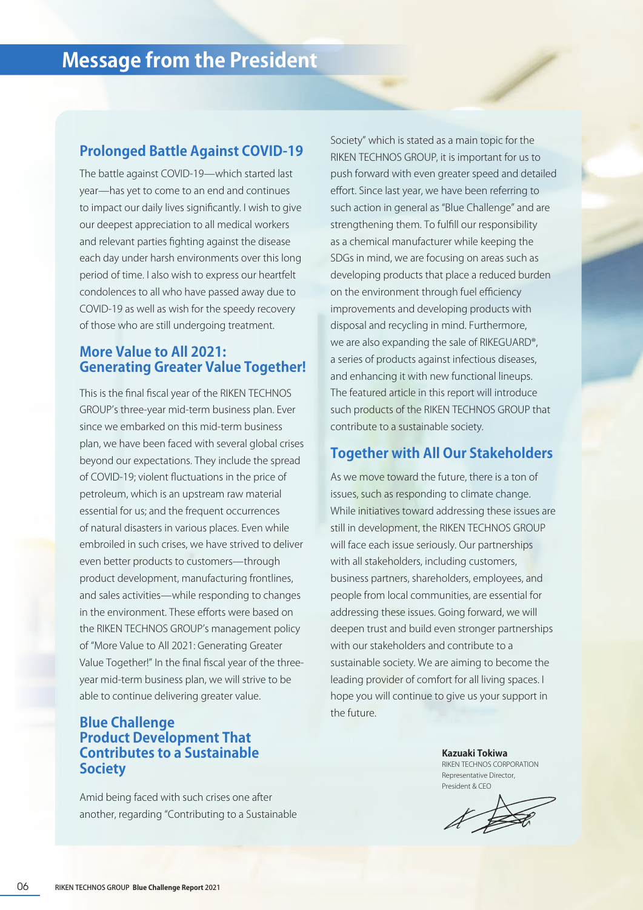# Message from the President

## Prolonged Battle Against COVID-19

The battle against COVID-19—which started last year—has yet to come to an end and continues to impact our daily lives significantly. I wish to give our deepest appreciation to all medical workers and relevant parties fighting against the disease each day under harsh environments over this long period of time. I also wish to express our heartfelt condolences to all who have passed away due to COVID-19 as well as wish for the speedy recovery of those who are still undergoing treatment.

## More Value to All 2021: Generating Greater Value Together!

This is the final fiscal year of the RIKEN TECHNOS GROUP's three-year mid-term business plan. Ever since we embarked on this mid-term business plan, we have been faced with several global crises beyond our expectations. They include the spread of COVID-19; violent fluctuations in the price of petroleum, which is an upstream raw material essential for us; and the frequent occurrences of natural disasters in various places. Even while embroiled in such crises, we have strived to deliver even better products to customers—through product development, manufacturing frontlines, and sales activities—while responding to changes in the environment. These efforts were based on the RIKEN TECHNOS GROUP's management policy of "More Value to All 2021: Generating Greater Value Together!" In the final fiscal year of the three-year mid-term business plan, we will strive to be able to continue delivering greater value.

## Blue Challenge Product Development That Contributes to a Sustainable Society

Amid being faced with such crises one after another, regarding "Contributing to a Sustainable Society" which is stated as a main topic for the RIKEN TECHNOS GROUP, it is important for us to push forward with even greater speed and detailed effort. Since last year, we have been referring to such action in general as "Blue Challenge" and are strengthening them. To fulfill our responsibility as a chemical manufacturer while keeping the SDGs in mind, we are focusing on areas such as developing products that place a reduced burden on the environment through fuel efficiency improvements and developing products with disposal and recycling in mind. Furthermore, we are also expanding the sale of RIKEGUARD®, a series of products against infectious diseases, and enhancing it with new functional lineups. The featured article in this report will introduce such products of the RIKEN TECHNOS GROUP that contribute to a sustainable society.

## Together with All Our Stakeholders

As we move toward the future, there is a ton of issues, such as responding to climate change. While initiatives toward addressing these issues are still in development, the RIKEN TECHNOS GROUP will face each issue seriously. Our partnerships with all stakeholders, including customers, business partners, shareholders, employees, and people from local communities, are essential for addressing these issues. Going forward, we will deepen trust and build even stronger partnerships with our stakeholders and contribute to a sustainable society. We are aiming to become the leading provider of comfort for all living spaces. I hope you will continue to give us your support in the future.

**Kazuaki Tokiwa**
RIKEN TECHNOS CORPORATION
Representative Director,
President & CEO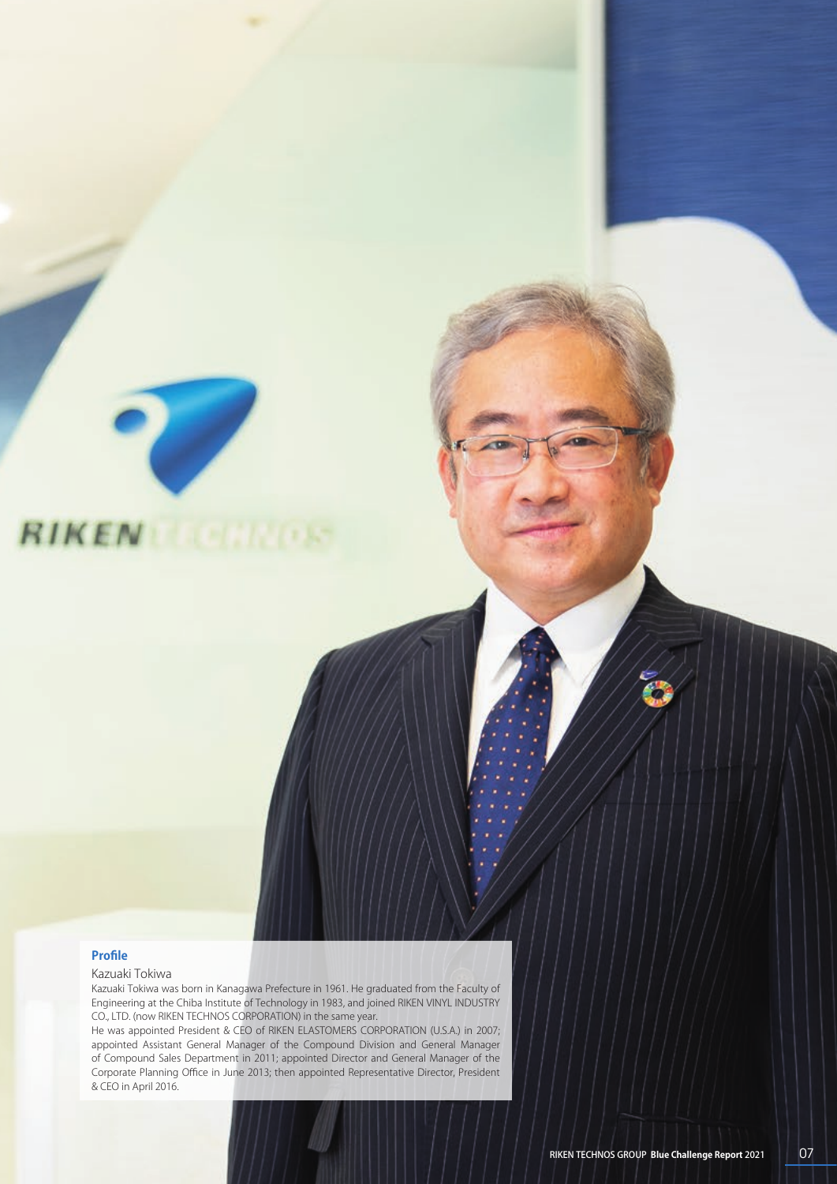## Profile

Kazuaki Tokiwa

Kazuaki Tokiwa was born in Kanagawa Prefecture in 1961. He graduated from the Faculty of Engineering at the Chiba Institute of Technology in 1983, and joined RIKEN VINYL INDUSTRY CO., LTD. (now RIKEN TECHNOS CORPORATION) in the same year.

He was appointed President & CEO of RIKEN ELASTOMERS CORPORATION (U.S.A.) in 2007; appointed Assistant General Manager of the Compound Division and General Manager of Compound Sales Department in 2011; appointed Director and General Manager of the Corporate Planning Office in June 2013; then appointed Representative Director, President & CEO in April 2016.